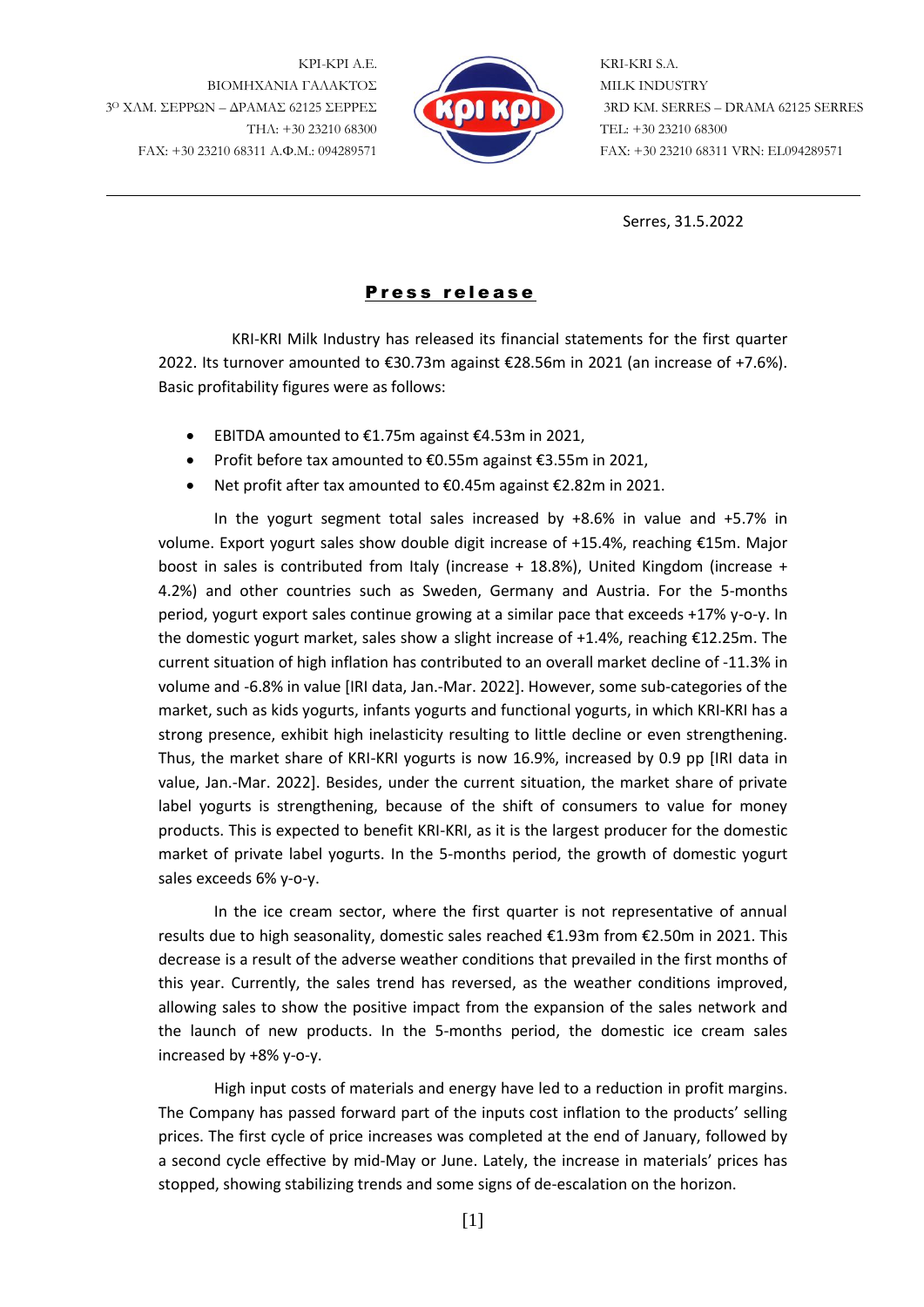ΚΡΙ-ΚΡΙ Α.Ε.
ΒΙΟΜΗΧΑΝΙΑ ΓΑΛΑΚΤΟΣ
3Ο ΧΛΜ. ΣΕΡΡΩΝ – ΔΡΑΜΑΣ 62125 ΣΕΡΡΕΣ
ΤΗΛ: +30 23210 68300
FAX: +30 23210 68311 Α.Φ.Μ.: 094289571

KRI-KRI S.A.
MILK INDUSTRY
3RD KM. SERRES – DRAMA 62125 SERRES
TEL: +30 23210 68300
FAX: +30 23210 68311 VRN: EL094289571

Serres, 31.5.2022

# Press release

KRI-KRI Milk Industry has released its financial statements for the first quarter 2022. Its turnover amounted to €30.73m against €28.56m in 2021 (an increase of +7.6%). Basic profitability figures were as follows:

- EBITDA amounted to €1.75m against €4.53m in 2021,
- Profit before tax amounted to €0.55m against €3.55m in 2021,
- Net profit after tax amounted to €0.45m against €2.82m in 2021.

In the yogurt segment total sales increased by +8.6% in value and +5.7% in volume. Export yogurt sales show double digit increase of +15.4%, reaching €15m. Major boost in sales is contributed from Italy (increase + 18.8%), United Kingdom (increase + 4.2%) and other countries such as Sweden, Germany and Austria. For the 5-months period, yogurt export sales continue growing at a similar pace that exceeds +17% y-o-y. In the domestic yogurt market, sales show a slight increase of +1.4%, reaching €12.25m. The current situation of high inflation has contributed to an overall market decline of -11.3% in volume and -6.8% in value [IRI data, Jan.-Mar. 2022]. However, some sub-categories of the market, such as kids yogurts, infants yogurts and functional yogurts, in which KRI-KRI has a strong presence, exhibit high inelasticity resulting to little decline or even strengthening. Thus, the market share of KRI-KRI yogurts is now 16.9%, increased by 0.9 pp [IRI data in value, Jan.-Mar. 2022]. Besides, under the current situation, the market share of private label yogurts is strengthening, because of the shift of consumers to value for money products. This is expected to benefit KRI-KRI, as it is the largest producer for the domestic market of private label yogurts. In the 5-months period, the growth of domestic yogurt sales exceeds 6% y-o-y.

In the ice cream sector, where the first quarter is not representative of annual results due to high seasonality, domestic sales reached €1.93m from €2.50m in 2021. This decrease is a result of the adverse weather conditions that prevailed in the first months of this year. Currently, the sales trend has reversed, as the weather conditions improved, allowing sales to show the positive impact from the expansion of the sales network and the launch of new products. In the 5-months period, the domestic ice cream sales increased by +8% y-o-y.

High input costs of materials and energy have led to a reduction in profit margins. The Company has passed forward part of the inputs cost inflation to the products' selling prices. The first cycle of price increases was completed at the end of January, followed by a second cycle effective by mid-May or June. Lately, the increase in materials' prices has stopped, showing stabilizing trends and some signs of de-escalation on the horizon.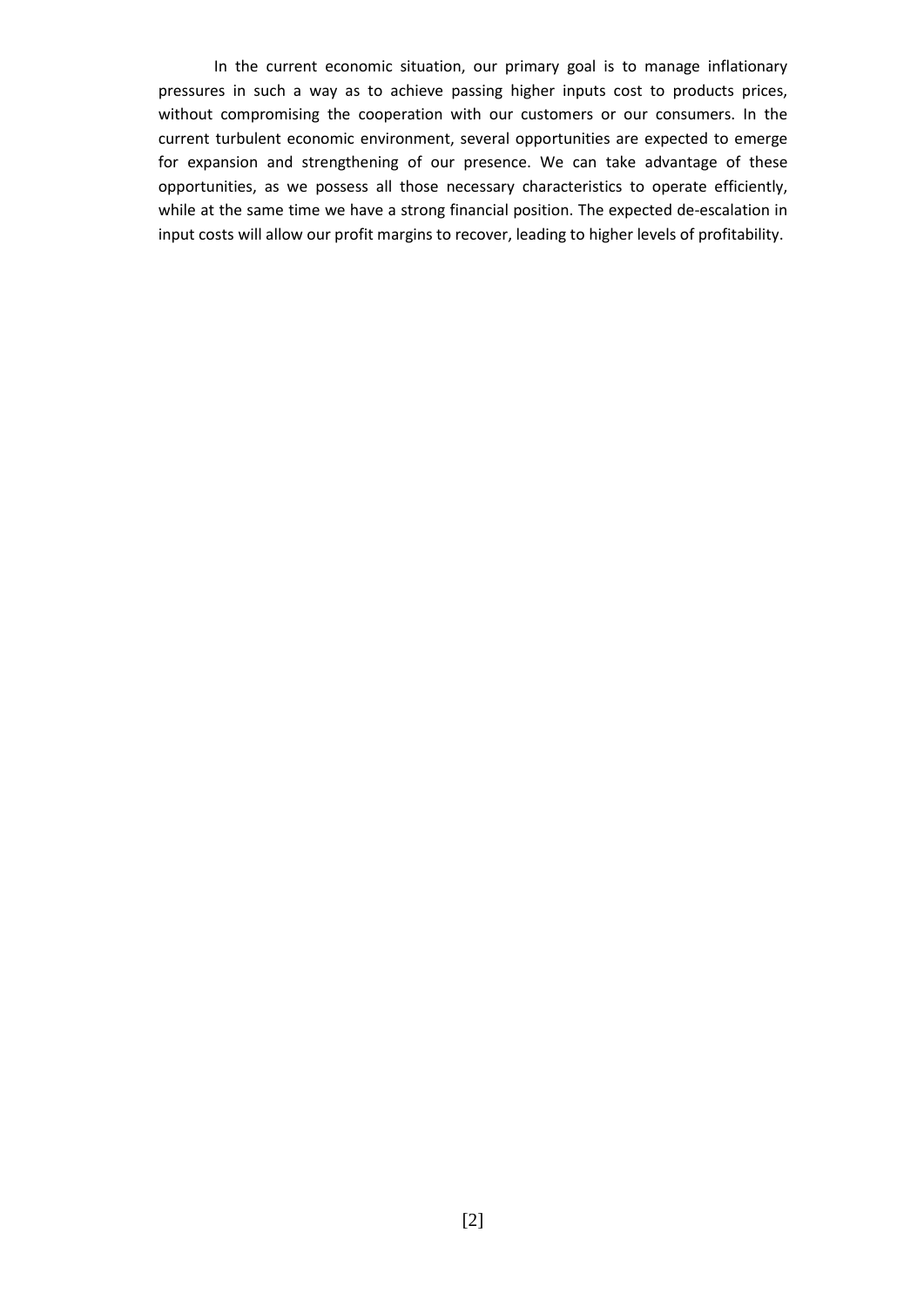In the current economic situation, our primary goal is to manage inflationary pressures in such a way as to achieve passing higher inputs cost to products prices, without compromising the cooperation with our customers or our consumers. In the current turbulent economic environment, several opportunities are expected to emerge for expansion and strengthening of our presence. We can take advantage of these opportunities, as we possess all those necessary characteristics to operate efficiently, while at the same time we have a strong financial position. The expected de-escalation in input costs will allow our profit margins to recover, leading to higher levels of profitability.